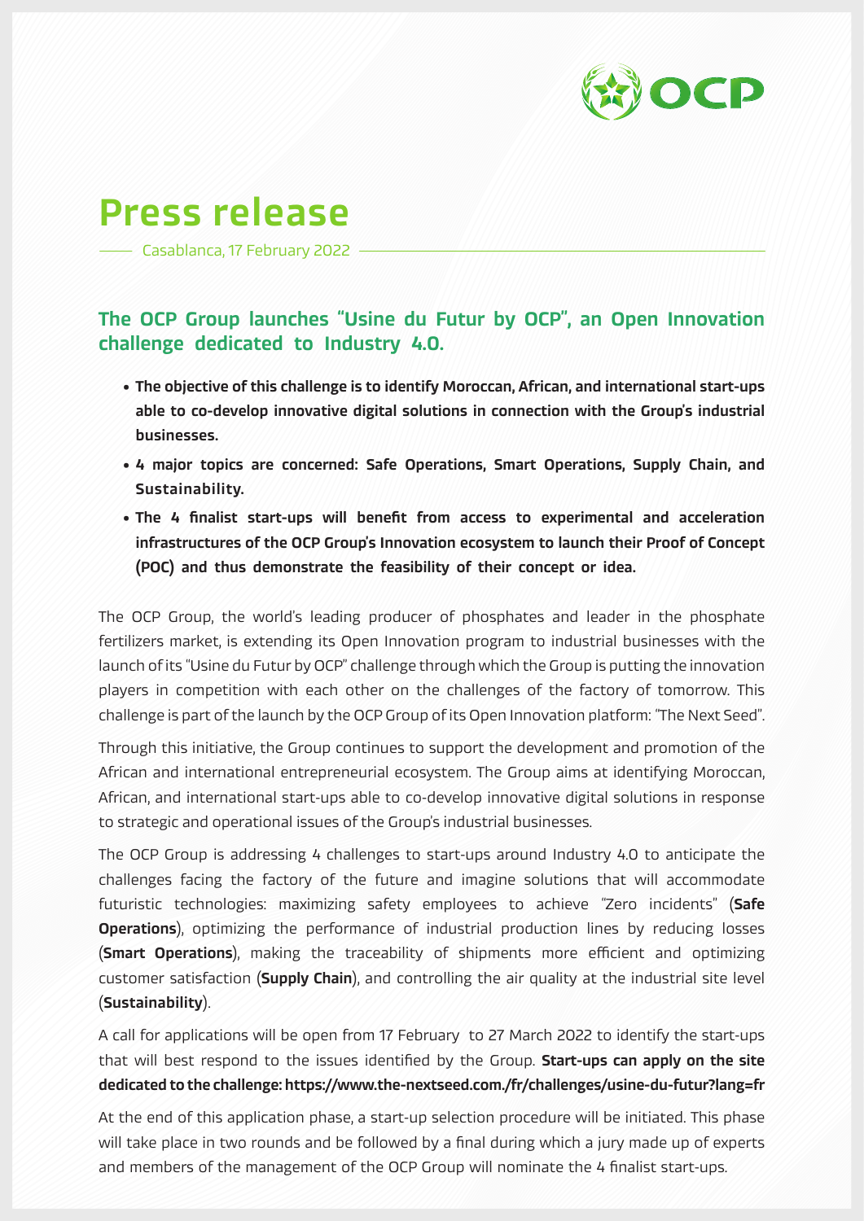# Press release

Casablanca, 17 February 2022

## The OCP Group launches "Usine du Futur by OCP", an Open Innovation challenge dedicated to Industry 4.0.

- **The objective of this challenge is to identify Moroccan, African, and international start-ups able to co-develop innovative digital solutions in connection with the Group's industrial businesses.**
- **4 major topics are concerned: Safe Operations, Smart Operations, Supply Chain, and Sustainability.**
- **The 4 finalist start-ups will benefit from access to experimental and acceleration infrastructures of the OCP Group's Innovation ecosystem to launch their Proof of Concept (POC) and thus demonstrate the feasibility of their concept or idea.**

The OCP Group, the world's leading producer of phosphates and leader in the phosphate fertilizers market, is extending its Open Innovation program to industrial businesses with the launch of its "Usine du Futur by OCP" challenge through which the Group is putting the innovation players in competition with each other on the challenges of the factory of tomorrow. This challenge is part of the launch by the OCP Group of its Open Innovation platform: "The Next Seed".

Through this initiative, the Group continues to support the development and promotion of the African and international entrepreneurial ecosystem. The Group aims at identifying Moroccan, African, and international start-ups able to co-develop innovative digital solutions in response to strategic and operational issues of the Group's industrial businesses.

The OCP Group is addressing 4 challenges to start-ups around Industry 4.0 to anticipate the challenges facing the factory of the future and imagine solutions that will accommodate futuristic technologies: maximizing safety employees to achieve "Zero incidents" (**Safe Operations**), optimizing the performance of industrial production lines by reducing losses (**Smart Operations**), making the traceability of shipments more efficient and optimizing customer satisfaction (**Supply Chain**), and controlling the air quality at the industrial site level (**Sustainability**).

A call for applications will be open from 17 February to 27 March 2022 to identify the start-ups that will best respond to the issues identified by the Group. **Start-ups can apply on the site dedicated to the challenge: https://www.the-nextseed.com./fr/challenges/usine-du-futur?lang=fr**

At the end of this application phase, a start-up selection procedure will be initiated. This phase will take place in two rounds and be followed by a final during which a jury made up of experts and members of the management of the OCP Group will nominate the 4 finalist start-ups.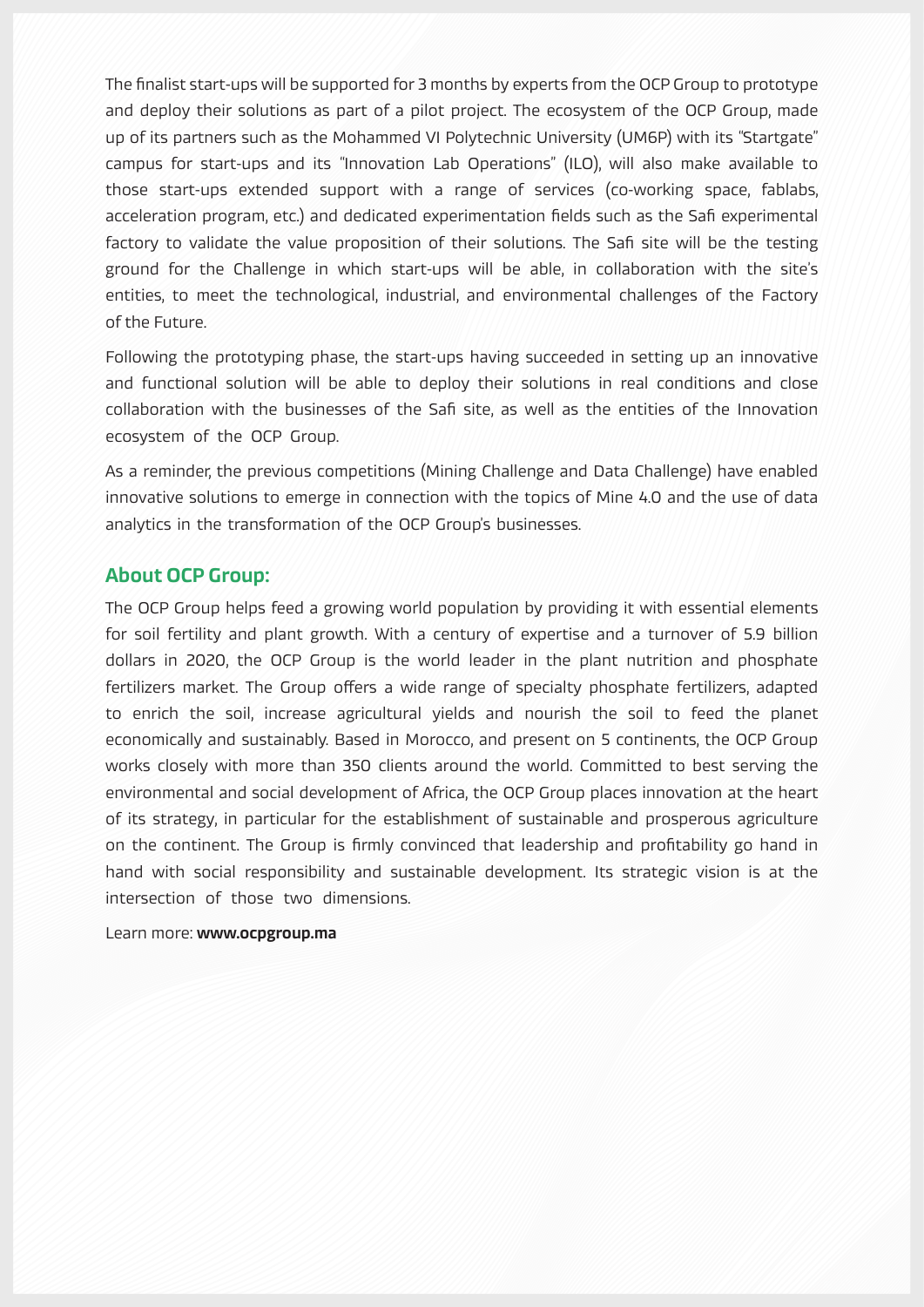The finalist start-ups will be supported for 3 months by experts from the OCP Group to prototype and deploy their solutions as part of a pilot project. The ecosystem of the OCP Group, made up of its partners such as the Mohammed VI Polytechnic University (UM6P) with its "Startgate" campus for start-ups and its "Innovation Lab Operations" (ILO), will also make available to those start-ups extended support with a range of services (co-working space, fablabs, acceleration program, etc.) and dedicated experimentation fields such as the Safi experimental factory to validate the value proposition of their solutions. The Safi site will be the testing ground for the Challenge in which start-ups will be able, in collaboration with the site's entities, to meet the technological, industrial, and environmental challenges of the Factory of the Future.

Following the prototyping phase, the start-ups having succeeded in setting up an innovative and functional solution will be able to deploy their solutions in real conditions and close collaboration with the businesses of the Safi site, as well as the entities of the Innovation ecosystem of the OCP Group.

As a reminder, the previous competitions (Mining Challenge and Data Challenge) have enabled innovative solutions to emerge in connection with the topics of Mine 4.0 and the use of data analytics in the transformation of the OCP Group's businesses.

## About OCP Group:

The OCP Group helps feed a growing world population by providing it with essential elements for soil fertility and plant growth. With a century of expertise and a turnover of 5.9 billion dollars in 2020, the OCP Group is the world leader in the plant nutrition and phosphate fertilizers market. The Group offers a wide range of specialty phosphate fertilizers, adapted to enrich the soil, increase agricultural yields and nourish the soil to feed the planet economically and sustainably. Based in Morocco, and present on 5 continents, the OCP Group works closely with more than 350 clients around the world. Committed to best serving the environmental and social development of Africa, the OCP Group places innovation at the heart of its strategy, in particular for the establishment of sustainable and prosperous agriculture on the continent. The Group is firmly convinced that leadership and profitability go hand in hand with social responsibility and sustainable development. Its strategic vision is at the intersection of those two dimensions.

Learn more: **www.ocpgroup.ma**